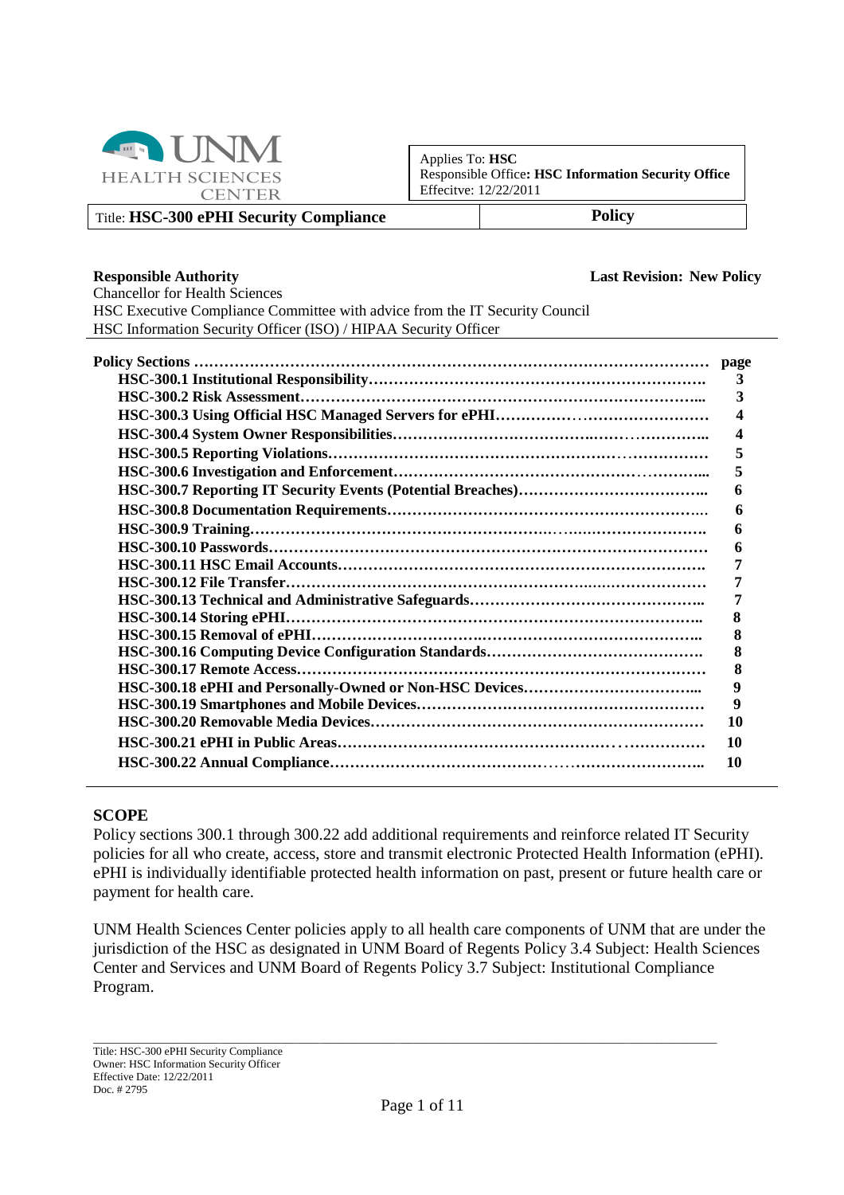UNM HEALTH SCIENCES CENTER

| Applies To: **HSC** |
| --- |
| Responsible Office**: HSC Information Security Office** |
| Effecitve: 12/22/2011 |

| Title: **HSC-300 ePHI Security Compliance** | **Policy** |
| --- | --- |

**Responsible Authority** **Last Revision: New Policy**

Chancellor for Health Sciences
HSC Executive Compliance Committee with advice from the IT Security Council
HSC Information Security Officer (ISO) / HIPAA Security Officer

| **Policy Sections** | **page** |
| --- | --- |
| **HSC-300.1 Institutional Responsibility** | **3** |
| **HSC-300.2 Risk Assessment** | **3** |
| **HSC-300.3 Using Official HSC Managed Servers for ePHI** | **4** |
| **HSC-300.4 System Owner Responsibilities** | **4** |
| **HSC-300.5 Reporting Violations** | **5** |
| **HSC-300.6 Investigation and Enforcement** | **5** |
| **HSC-300.7 Reporting IT Security Events (Potential Breaches)** | **6** |
| **HSC-300.8 Documentation Requirements** | **6** |
| **HSC-300.9 Training** | **6** |
| **HSC-300.10 Passwords** | **6** |
| **HSC-300.11 HSC Email Accounts** | **7** |
| **HSC-300.12 File Transfer** | **7** |
| **HSC-300.13 Technical and Administrative Safeguards** | **7** |
| **HSC-300.14 Storing ePHI** | **8** |
| **HSC-300.15 Removal of ePHI** | **8** |
| **HSC-300.16 Computing Device Configuration Standards** | **8** |
| **HSC-300.17 Remote Access** | **8** |
| **HSC-300.18 ePHI and Personally-Owned or Non-HSC Devices** | **9** |
| **HSC-300.19 Smartphones and Mobile Devices** | **9** |
| **HSC-300.20 Removable Media Devices** | **10** |
| **HSC-300.21 ePHI in Public Areas** | **10** |
| **HSC-300.22 Annual Compliance** | **10** |

## SCOPE

Policy sections 300.1 through 300.22 add additional requirements and reinforce related IT Security policies for all who create, access, store and transmit electronic Protected Health Information (ePHI). ePHI is individually identifiable protected health information on past, present or future health care or payment for health care.

UNM Health Sciences Center policies apply to all health care components of UNM that are under the jurisdiction of the HSC as designated in UNM Board of Regents Policy 3.4 Subject: Health Sciences Center and Services and UNM Board of Regents Policy 3.7 Subject: Institutional Compliance Program.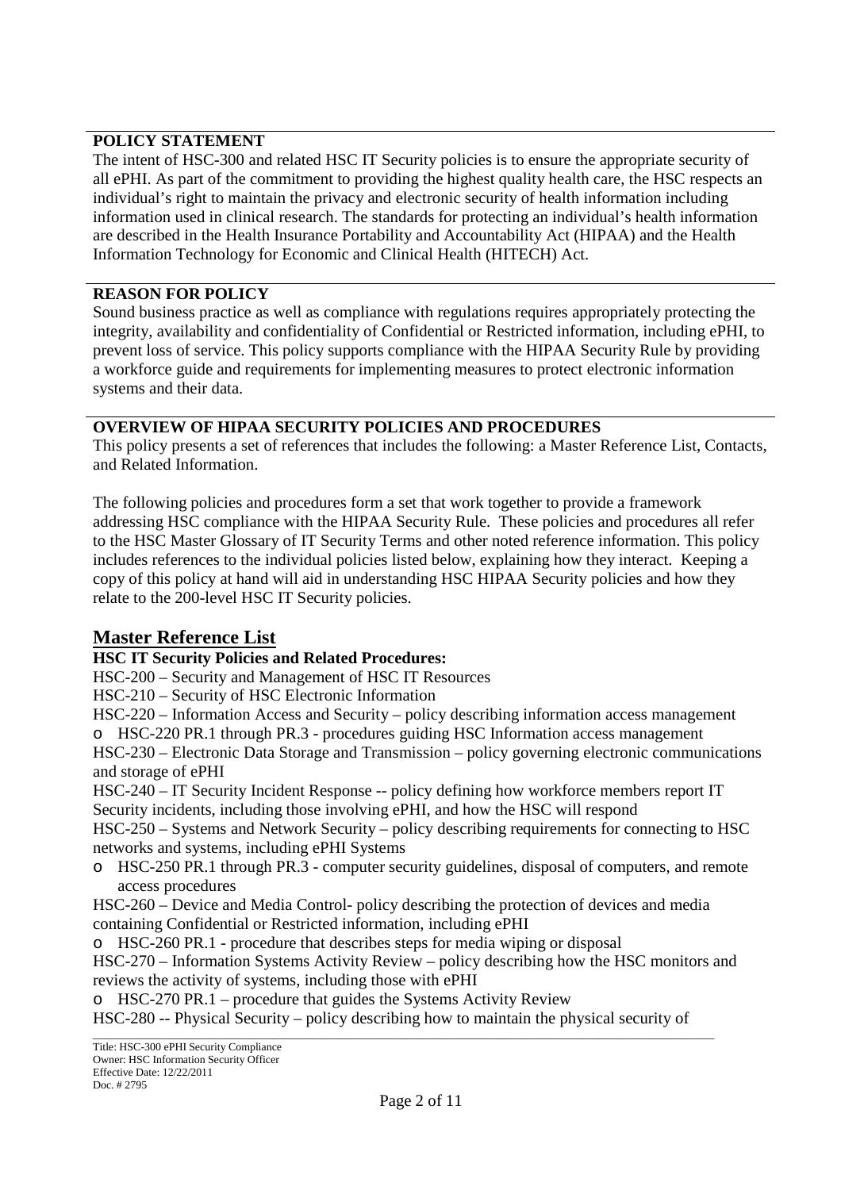## POLICY STATEMENT

The intent of HSC-300 and related HSC IT Security policies is to ensure the appropriate security of all ePHI. As part of the commitment to providing the highest quality health care, the HSC respects an individual's right to maintain the privacy and electronic security of health information including information used in clinical research. The standards for protecting an individual's health information are described in the Health Insurance Portability and Accountability Act (HIPAA) and the Health Information Technology for Economic and Clinical Health (HITECH) Act.

## REASON FOR POLICY

Sound business practice as well as compliance with regulations requires appropriately protecting the integrity, availability and confidentiality of Confidential or Restricted information, including ePHI, to prevent loss of service. This policy supports compliance with the HIPAA Security Rule by providing a workforce guide and requirements for implementing measures to protect electronic information systems and their data.

## OVERVIEW OF HIPAA SECURITY POLICIES AND PROCEDURES

This policy presents a set of references that includes the following: a Master Reference List, Contacts, and Related Information.

The following policies and procedures form a set that work together to provide a framework addressing HSC compliance with the HIPAA Security Rule. These policies and procedures all refer to the HSC Master Glossary of IT Security Terms and other noted reference information. This policy includes references to the individual policies listed below, explaining how they interact. Keeping a copy of this policy at hand will aid in understanding HSC HIPAA Security policies and how they relate to the 200-level HSC IT Security policies.

# Master Reference List

**HSC IT Security Policies and Related Procedures:**

HSC-200 – Security and Management of HSC IT Resources

HSC-210 – Security of HSC Electronic Information

HSC-220 – Information Access and Security – policy describing information access management

- HSC-220 PR.1 through PR.3 - procedures guiding HSC Information access management

HSC-230 – Electronic Data Storage and Transmission – policy governing electronic communications and storage of ePHI

HSC-240 – IT Security Incident Response -- policy defining how workforce members report IT Security incidents, including those involving ePHI, and how the HSC will respond

HSC-250 – Systems and Network Security – policy describing requirements for connecting to HSC networks and systems, including ePHI Systems

- HSC-250 PR.1 through PR.3 - computer security guidelines, disposal of computers, and remote access procedures

HSC-260 – Device and Media Control- policy describing the protection of devices and media containing Confidential or Restricted information, including ePHI

- HSC-260 PR.1 - procedure that describes steps for media wiping or disposal

HSC-270 – Information Systems Activity Review – policy describing how the HSC monitors and reviews the activity of systems, including those with ePHI

- HSC-270 PR.1 – procedure that guides the Systems Activity Review

HSC-280 -- Physical Security – policy describing how to maintain the physical security of

Title: HSC-300 ePHI Security Compliance
Owner: HSC Information Security Officer
Effective Date: 12/22/2011
Doc. # 2795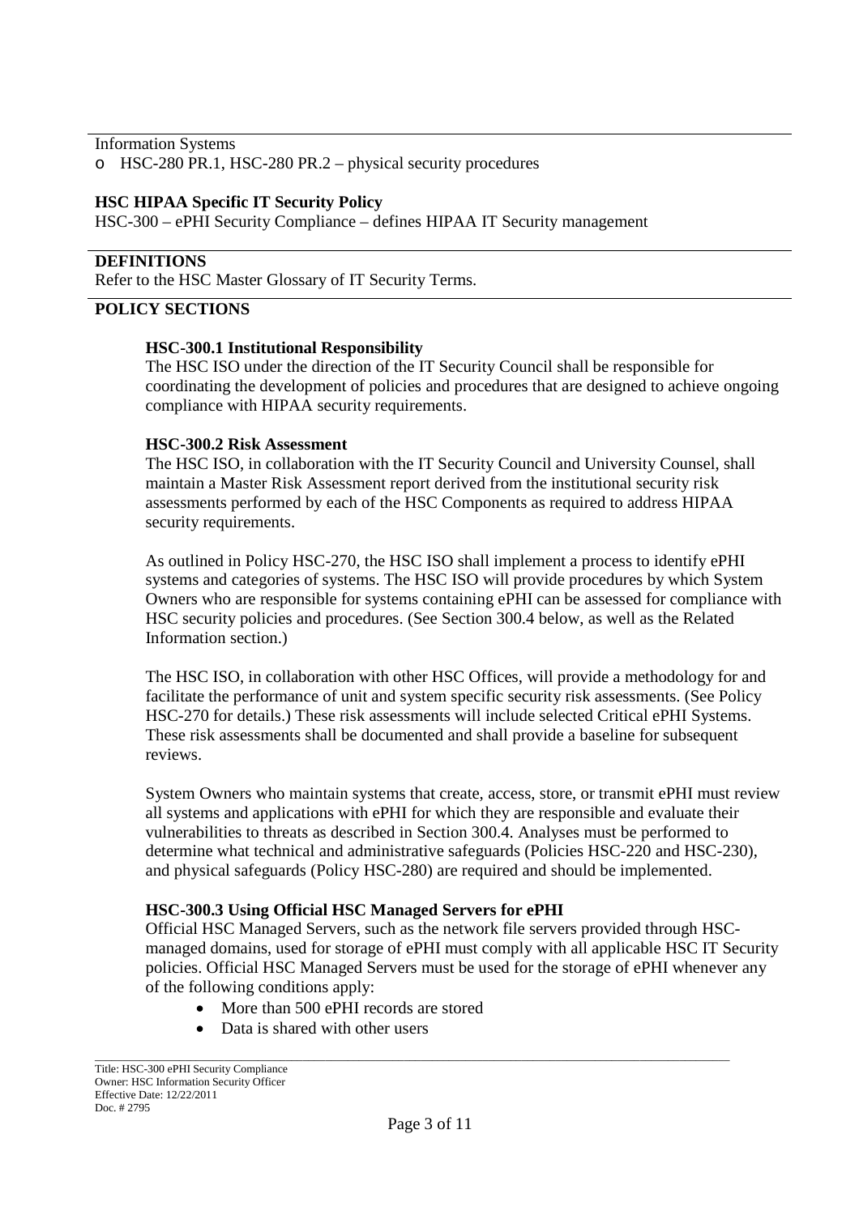Information Systems

- HSC-280 PR.1, HSC-280 PR.2 – physical security procedures

**HSC HIPAA Specific IT Security Policy**

HSC-300 – ePHI Security Compliance – defines HIPAA IT Security management

## DEFINITIONS

Refer to the HSC Master Glossary of IT Security Terms.

## POLICY SECTIONS

### HSC-300.1 Institutional Responsibility

The HSC ISO under the direction of the IT Security Council shall be responsible for coordinating the development of policies and procedures that are designed to achieve ongoing compliance with HIPAA security requirements.

### HSC-300.2 Risk Assessment

The HSC ISO, in collaboration with the IT Security Council and University Counsel, shall maintain a Master Risk Assessment report derived from the institutional security risk assessments performed by each of the HSC Components as required to address HIPAA security requirements.

As outlined in Policy HSC-270, the HSC ISO shall implement a process to identify ePHI systems and categories of systems. The HSC ISO will provide procedures by which System Owners who are responsible for systems containing ePHI can be assessed for compliance with HSC security policies and procedures. (See Section 300.4 below, as well as the Related Information section.)

The HSC ISO, in collaboration with other HSC Offices, will provide a methodology for and facilitate the performance of unit and system specific security risk assessments. (See Policy HSC-270 for details.) These risk assessments will include selected Critical ePHI Systems. These risk assessments shall be documented and shall provide a baseline for subsequent reviews.

System Owners who maintain systems that create, access, store, or transmit ePHI must review all systems and applications with ePHI for which they are responsible and evaluate their vulnerabilities to threats as described in Section 300.4. Analyses must be performed to determine what technical and administrative safeguards (Policies HSC-220 and HSC-230), and physical safeguards (Policy HSC-280) are required and should be implemented.

### HSC-300.3 Using Official HSC Managed Servers for ePHI

Official HSC Managed Servers, such as the network file servers provided through HSC-managed domains, used for storage of ePHI must comply with all applicable HSC IT Security policies. Official HSC Managed Servers must be used for the storage of ePHI whenever any of the following conditions apply:

- More than 500 ePHI records are stored
- Data is shared with other users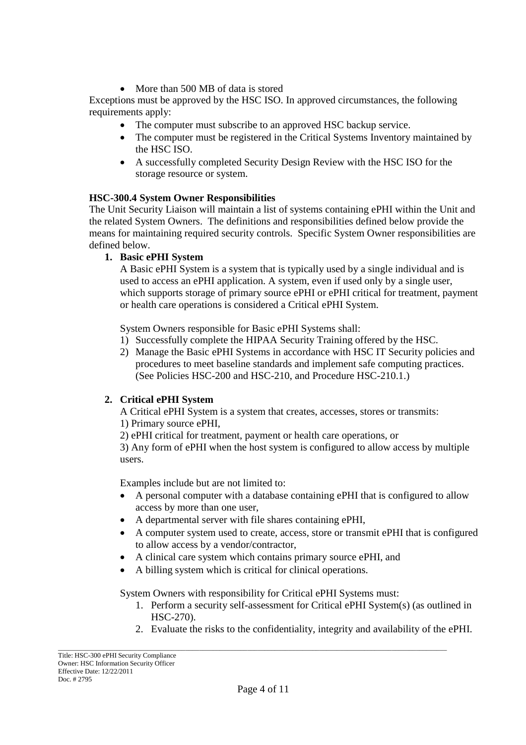- More than 500 MB of data is stored

Exceptions must be approved by the HSC ISO. In approved circumstances, the following requirements apply:

- The computer must subscribe to an approved HSC backup service.
- The computer must be registered in the Critical Systems Inventory maintained by the HSC ISO.
- A successfully completed Security Design Review with the HSC ISO for the storage resource or system.

**HSC-300.4 System Owner Responsibilities**

The Unit Security Liaison will maintain a list of systems containing ePHI within the Unit and the related System Owners. The definitions and responsibilities defined below provide the means for maintaining required security controls. Specific System Owner responsibilities are defined below.

1. **Basic ePHI System**

   A Basic ePHI System is a system that is typically used by a single individual and is used to access an ePHI application. A system, even if used only by a single user, which supports storage of primary source ePHI or ePHI critical for treatment, payment or health care operations is considered a Critical ePHI System.

   System Owners responsible for Basic ePHI Systems shall:

   1) Successfully complete the HIPAA Security Training offered by the HSC.
   2) Manage the Basic ePHI Systems in accordance with HSC IT Security policies and procedures to meet baseline standards and implement safe computing practices. (See Policies HSC-200 and HSC-210, and Procedure HSC-210.1.)

2. **Critical ePHI System**

   A Critical ePHI System is a system that creates, accesses, stores or transmits:
   1) Primary source ePHI,
   2) ePHI critical for treatment, payment or health care operations, or
   3) Any form of ePHI when the host system is configured to allow access by multiple users.

   Examples include but are not limited to:

   - A personal computer with a database containing ePHI that is configured to allow access by more than one user,
   - A departmental server with file shares containing ePHI,
   - A computer system used to create, access, store or transmit ePHI that is configured to allow access by a vendor/contractor,
   - A clinical care system which contains primary source ePHI, and
   - A billing system which is critical for clinical operations.

   System Owners with responsibility for Critical ePHI Systems must:

   1. Perform a security self-assessment for Critical ePHI System(s) (as outlined in HSC-270).
   2. Evaluate the risks to the confidentiality, integrity and availability of the ePHI.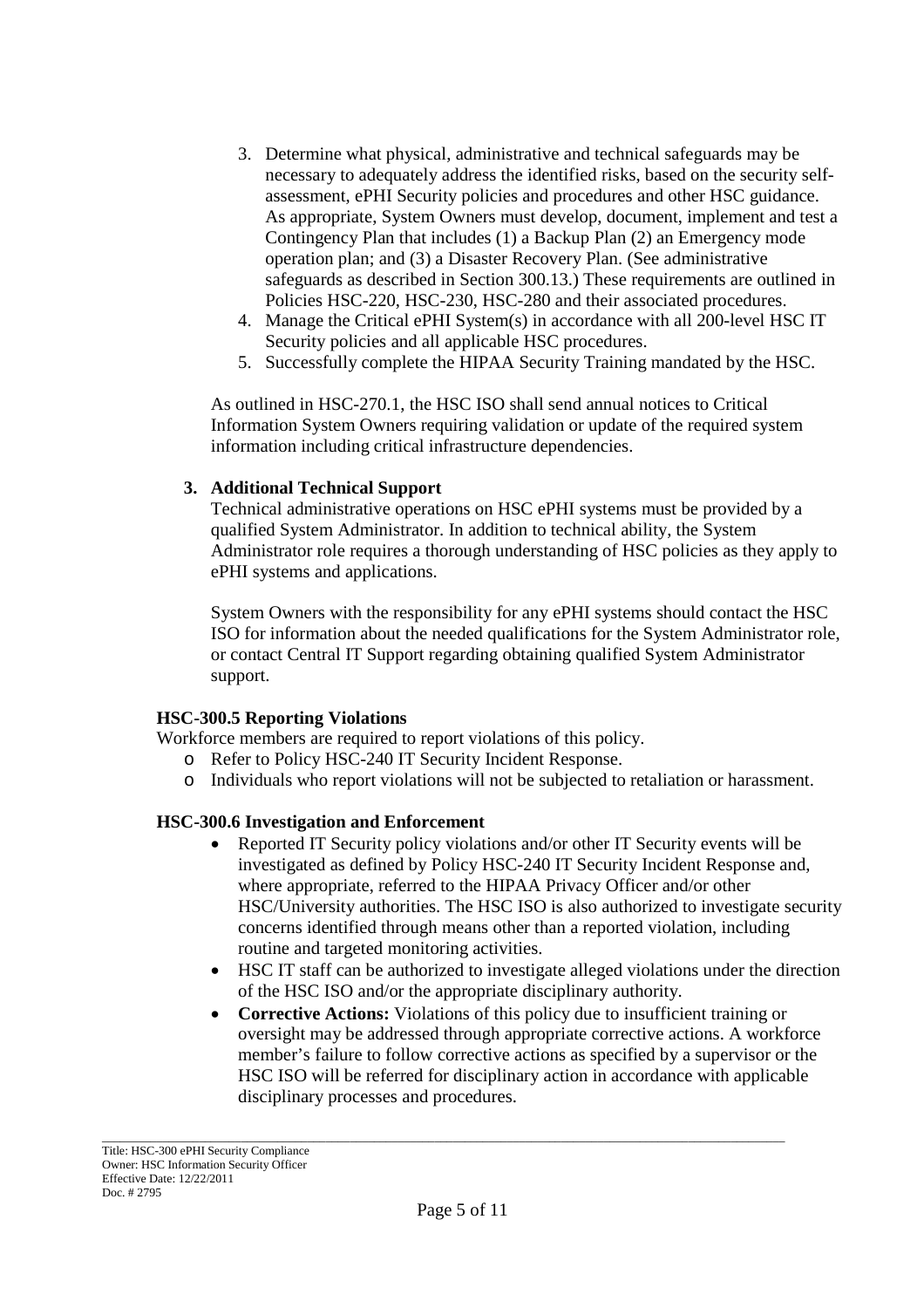3. Determine what physical, administrative and technical safeguards may be necessary to adequately address the identified risks, based on the security self-assessment, ePHI Security policies and procedures and other HSC guidance. As appropriate, System Owners must develop, document, implement and test a Contingency Plan that includes (1) a Backup Plan (2) an Emergency mode operation plan; and (3) a Disaster Recovery Plan. (See administrative safeguards as described in Section 300.13.) These requirements are outlined in Policies HSC-220, HSC-230, HSC-280 and their associated procedures.
4. Manage the Critical ePHI System(s) in accordance with all 200-level HSC IT Security policies and all applicable HSC procedures.
5. Successfully complete the HIPAA Security Training mandated by the HSC.

As outlined in HSC-270.1, the HSC ISO shall send annual notices to Critical Information System Owners requiring validation or update of the required system information including critical infrastructure dependencies.

**3. Additional Technical Support**

Technical administrative operations on HSC ePHI systems must be provided by a qualified System Administrator. In addition to technical ability, the System Administrator role requires a thorough understanding of HSC policies as they apply to ePHI systems and applications.

System Owners with the responsibility for any ePHI systems should contact the HSC ISO for information about the needed qualifications for the System Administrator role, or contact Central IT Support regarding obtaining qualified System Administrator support.

### HSC-300.5 Reporting Violations

Workforce members are required to report violations of this policy.

- Refer to Policy HSC-240 IT Security Incident Response.
- Individuals who report violations will not be subjected to retaliation or harassment.

### HSC-300.6 Investigation and Enforcement

- Reported IT Security policy violations and/or other IT Security events will be investigated as defined by Policy HSC-240 IT Security Incident Response and, where appropriate, referred to the HIPAA Privacy Officer and/or other HSC/University authorities. The HSC ISO is also authorized to investigate security concerns identified through means other than a reported violation, including routine and targeted monitoring activities.
- HSC IT staff can be authorized to investigate alleged violations under the direction of the HSC ISO and/or the appropriate disciplinary authority.
- **Corrective Actions:** Violations of this policy due to insufficient training or oversight may be addressed through appropriate corrective actions. A workforce member's failure to follow corrective actions as specified by a supervisor or the HSC ISO will be referred for disciplinary action in accordance with applicable disciplinary processes and procedures.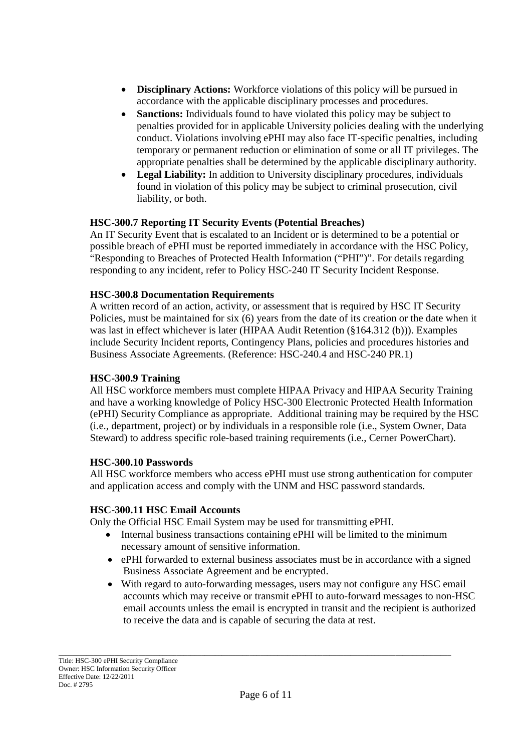- **Disciplinary Actions:** Workforce violations of this policy will be pursued in accordance with the applicable disciplinary processes and procedures.
- **Sanctions:** Individuals found to have violated this policy may be subject to penalties provided for in applicable University policies dealing with the underlying conduct. Violations involving ePHI may also face IT-specific penalties, including temporary or permanent reduction or elimination of some or all IT privileges. The appropriate penalties shall be determined by the applicable disciplinary authority.
- **Legal Liability:** In addition to University disciplinary procedures, individuals found in violation of this policy may be subject to criminal prosecution, civil liability, or both.

### HSC-300.7 Reporting IT Security Events (Potential Breaches)

An IT Security Event that is escalated to an Incident or is determined to be a potential or possible breach of ePHI must be reported immediately in accordance with the HSC Policy, "Responding to Breaches of Protected Health Information ("PHI")". For details regarding responding to any incident, refer to Policy HSC-240 IT Security Incident Response.

### HSC-300.8 Documentation Requirements

A written record of an action, activity, or assessment that is required by HSC IT Security Policies, must be maintained for six (6) years from the date of its creation or the date when it was last in effect whichever is later (HIPAA Audit Retention (§164.312 (b))). Examples include Security Incident reports, Contingency Plans, policies and procedures histories and Business Associate Agreements. (Reference: HSC-240.4 and HSC-240 PR.1)

### HSC-300.9 Training

All HSC workforce members must complete HIPAA Privacy and HIPAA Security Training and have a working knowledge of Policy HSC-300 Electronic Protected Health Information (ePHI) Security Compliance as appropriate. Additional training may be required by the HSC (i.e., department, project) or by individuals in a responsible role (i.e., System Owner, Data Steward) to address specific role-based training requirements (i.e., Cerner PowerChart).

### HSC-300.10 Passwords

All HSC workforce members who access ePHI must use strong authentication for computer and application access and comply with the UNM and HSC password standards.

### HSC-300.11 HSC Email Accounts

Only the Official HSC Email System may be used for transmitting ePHI.

- Internal business transactions containing ePHI will be limited to the minimum necessary amount of sensitive information.
- ePHI forwarded to external business associates must be in accordance with a signed Business Associate Agreement and be encrypted.
- With regard to auto-forwarding messages, users may not configure any HSC email accounts which may receive or transmit ePHI to auto-forward messages to non-HSC email accounts unless the email is encrypted in transit and the recipient is authorized to receive the data and is capable of securing the data at rest.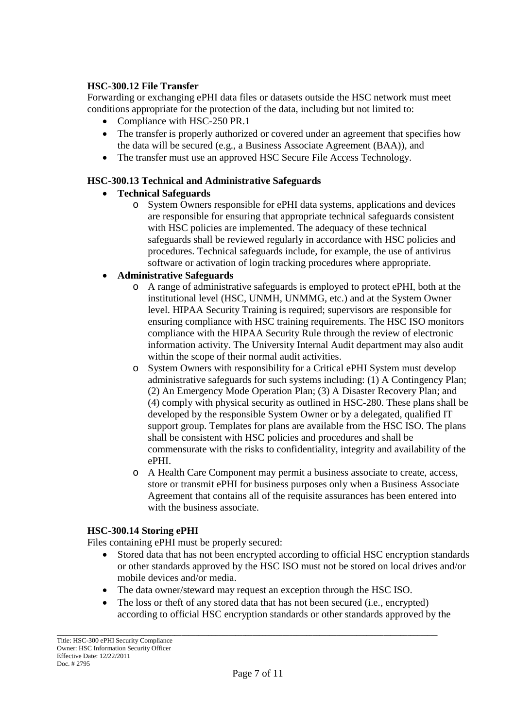**HSC-300.12 File Transfer**

Forwarding or exchanging ePHI data files or datasets outside the HSC network must meet conditions appropriate for the protection of the data, including but not limited to:

- Compliance with HSC-250 PR.1
- The transfer is properly authorized or covered under an agreement that specifies how the data will be secured (e.g., a Business Associate Agreement (BAA)), and
- The transfer must use an approved HSC Secure File Access Technology.

**HSC-300.13 Technical and Administrative Safeguards**

- **Technical Safeguards**
  - System Owners responsible for ePHI data systems, applications and devices are responsible for ensuring that appropriate technical safeguards consistent with HSC policies are implemented. The adequacy of these technical safeguards shall be reviewed regularly in accordance with HSC policies and procedures. Technical safeguards include, for example, the use of antivirus software or activation of login tracking procedures where appropriate.
- **Administrative Safeguards**
  - A range of administrative safeguards is employed to protect ePHI, both at the institutional level (HSC, UNMH, UNMMG, etc.) and at the System Owner level. HIPAA Security Training is required; supervisors are responsible for ensuring compliance with HSC training requirements. The HSC ISO monitors compliance with the HIPAA Security Rule through the review of electronic information activity. The University Internal Audit department may also audit within the scope of their normal audit activities.
  - System Owners with responsibility for a Critical ePHI System must develop administrative safeguards for such systems including: (1) A Contingency Plan; (2) An Emergency Mode Operation Plan; (3) A Disaster Recovery Plan; and (4) comply with physical security as outlined in HSC-280. These plans shall be developed by the responsible System Owner or by a delegated, qualified IT support group. Templates for plans are available from the HSC ISO. The plans shall be consistent with HSC policies and procedures and shall be commensurate with the risks to confidentiality, integrity and availability of the ePHI.
  - A Health Care Component may permit a business associate to create, access, store or transmit ePHI for business purposes only when a Business Associate Agreement that contains all of the requisite assurances has been entered into with the business associate.

**HSC-300.14 Storing ePHI**

Files containing ePHI must be properly secured:

- Stored data that has not been encrypted according to official HSC encryption standards or other standards approved by the HSC ISO must not be stored on local drives and/or mobile devices and/or media.
- The data owner/steward may request an exception through the HSC ISO.
- The loss or theft of any stored data that has not been secured (i.e., encrypted) according to official HSC encryption standards or other standards approved by the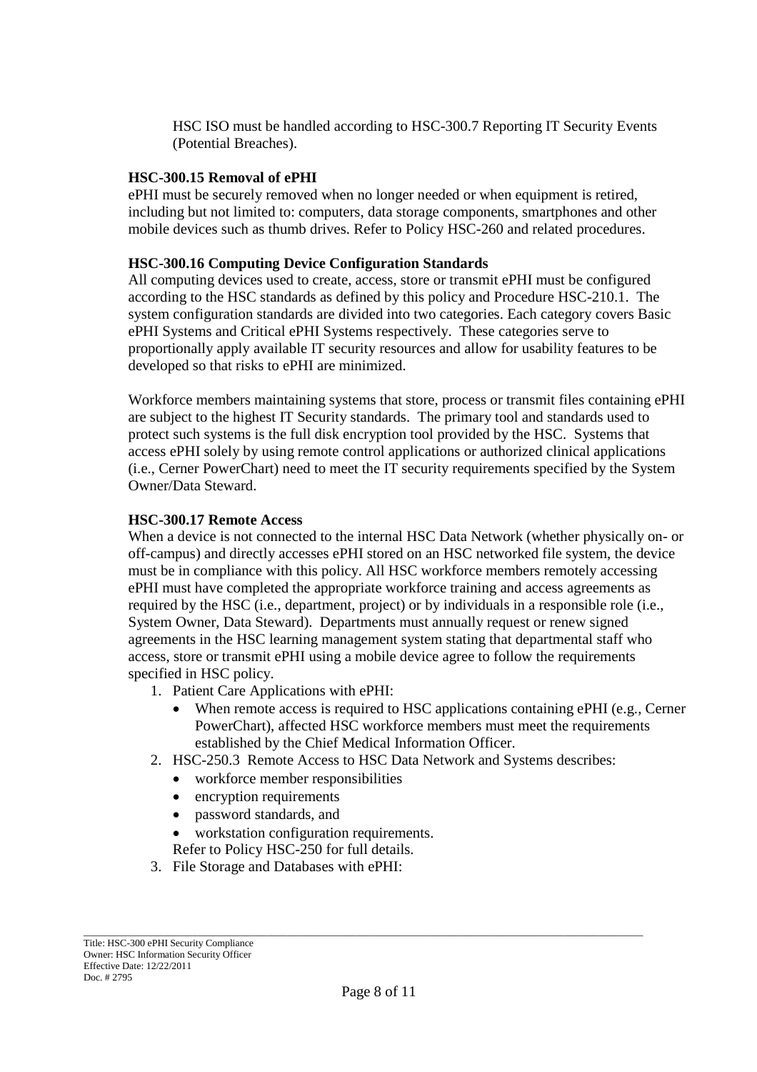HSC ISO must be handled according to HSC-300.7 Reporting IT Security Events (Potential Breaches).

**HSC-300.15 Removal of ePHI**

ePHI must be securely removed when no longer needed or when equipment is retired, including but not limited to: computers, data storage components, smartphones and other mobile devices such as thumb drives. Refer to Policy HSC-260 and related procedures.

**HSC-300.16 Computing Device Configuration Standards**

All computing devices used to create, access, store or transmit ePHI must be configured according to the HSC standards as defined by this policy and Procedure HSC-210.1. The system configuration standards are divided into two categories. Each category covers Basic ePHI Systems and Critical ePHI Systems respectively. These categories serve to proportionally apply available IT security resources and allow for usability features to be developed so that risks to ePHI are minimized.

Workforce members maintaining systems that store, process or transmit files containing ePHI are subject to the highest IT Security standards. The primary tool and standards used to protect such systems is the full disk encryption tool provided by the HSC. Systems that access ePHI solely by using remote control applications or authorized clinical applications (i.e., Cerner PowerChart) need to meet the IT security requirements specified by the System Owner/Data Steward.

**HSC-300.17 Remote Access**

When a device is not connected to the internal HSC Data Network (whether physically on- or off-campus) and directly accesses ePHI stored on an HSC networked file system, the device must be in compliance with this policy. All HSC workforce members remotely accessing ePHI must have completed the appropriate workforce training and access agreements as required by the HSC (i.e., department, project) or by individuals in a responsible role (i.e., System Owner, Data Steward). Departments must annually request or renew signed agreements in the HSC learning management system stating that departmental staff who access, store or transmit ePHI using a mobile device agree to follow the requirements specified in HSC policy.

1. Patient Care Applications with ePHI:
   - When remote access is required to HSC applications containing ePHI (e.g., Cerner PowerChart), affected HSC workforce members must meet the requirements established by the Chief Medical Information Officer.
2. HSC-250.3 Remote Access to HSC Data Network and Systems describes:
   - workforce member responsibilities
   - encryption requirements
   - password standards, and
   - workstation configuration requirements.

   Refer to Policy HSC-250 for full details.
3. File Storage and Databases with ePHI:

Title: HSC-300 ePHI Security Compliance
Owner: HSC Information Security Officer
Effective Date: 12/22/2011
Doc. # 2795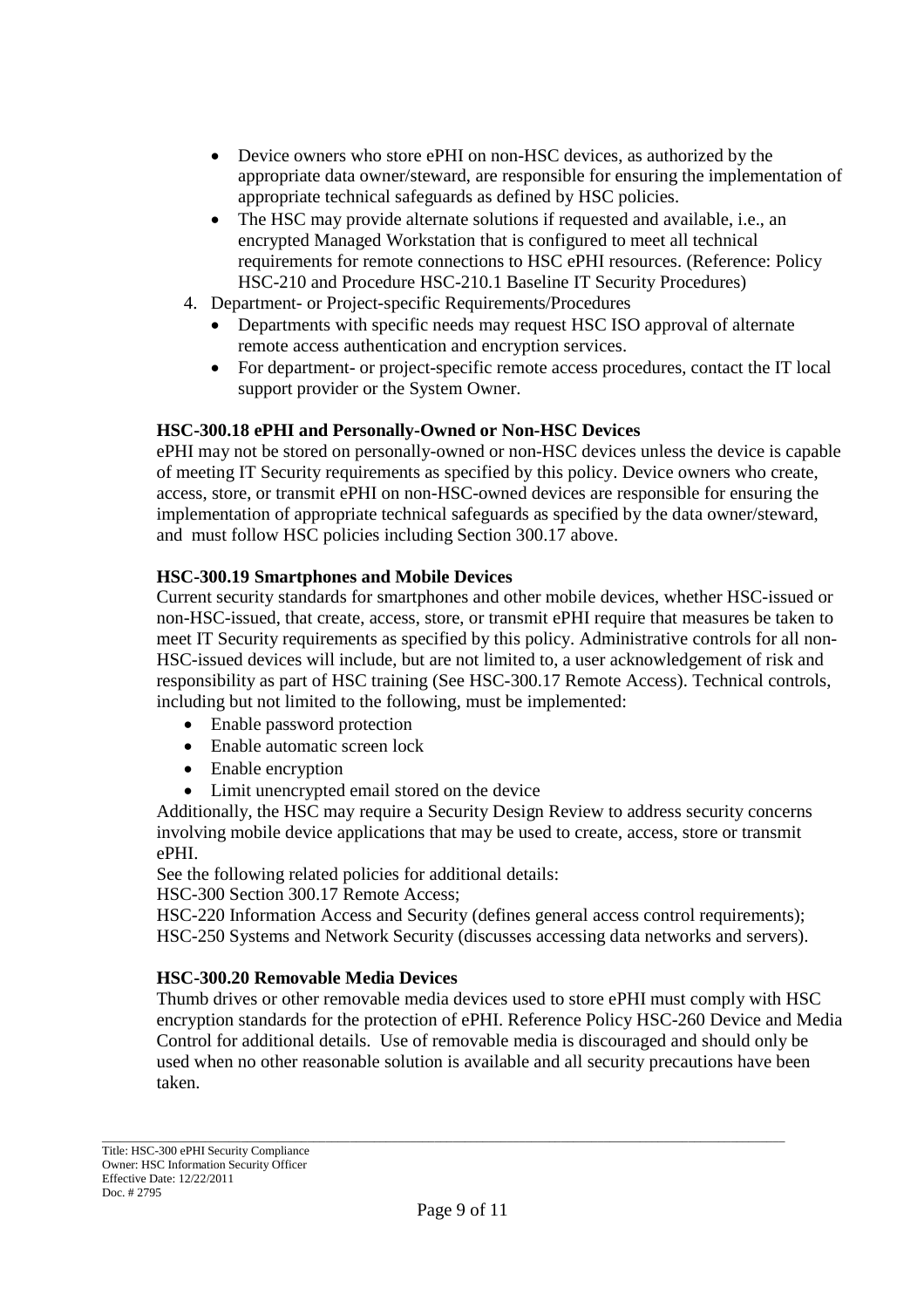- Device owners who store ePHI on non-HSC devices, as authorized by the appropriate data owner/steward, are responsible for ensuring the implementation of appropriate technical safeguards as defined by HSC policies.
- The HSC may provide alternate solutions if requested and available, i.e., an encrypted Managed Workstation that is configured to meet all technical requirements for remote connections to HSC ePHI resources. (Reference: Policy HSC-210 and Procedure HSC-210.1 Baseline IT Security Procedures)

4. Department- or Project-specific Requirements/Procedures
   - Departments with specific needs may request HSC ISO approval of alternate remote access authentication and encryption services.
   - For department- or project-specific remote access procedures, contact the IT local support provider or the System Owner.

**HSC-300.18 ePHI and Personally-Owned or Non-HSC Devices**

ePHI may not be stored on personally-owned or non-HSC devices unless the device is capable of meeting IT Security requirements as specified by this policy. Device owners who create, access, store, or transmit ePHI on non-HSC-owned devices are responsible for ensuring the implementation of appropriate technical safeguards as specified by the data owner/steward, and must follow HSC policies including Section 300.17 above.

**HSC-300.19 Smartphones and Mobile Devices**

Current security standards for smartphones and other mobile devices, whether HSC-issued or non-HSC-issued, that create, access, store, or transmit ePHI require that measures be taken to meet IT Security requirements as specified by this policy. Administrative controls for all non-HSC-issued devices will include, but are not limited to, a user acknowledgement of risk and responsibility as part of HSC training (See HSC-300.17 Remote Access). Technical controls, including but not limited to the following, must be implemented:

- Enable password protection
- Enable automatic screen lock
- Enable encryption
- Limit unencrypted email stored on the device

Additionally, the HSC may require a Security Design Review to address security concerns involving mobile device applications that may be used to create, access, store or transmit ePHI.

See the following related policies for additional details:

HSC-300 Section 300.17 Remote Access;

HSC-220 Information Access and Security (defines general access control requirements);

HSC-250 Systems and Network Security (discusses accessing data networks and servers).

**HSC-300.20 Removable Media Devices**

Thumb drives or other removable media devices used to store ePHI must comply with HSC encryption standards for the protection of ePHI. Reference Policy HSC-260 Device and Media Control for additional details. Use of removable media is discouraged and should only be used when no other reasonable solution is available and all security precautions have been taken.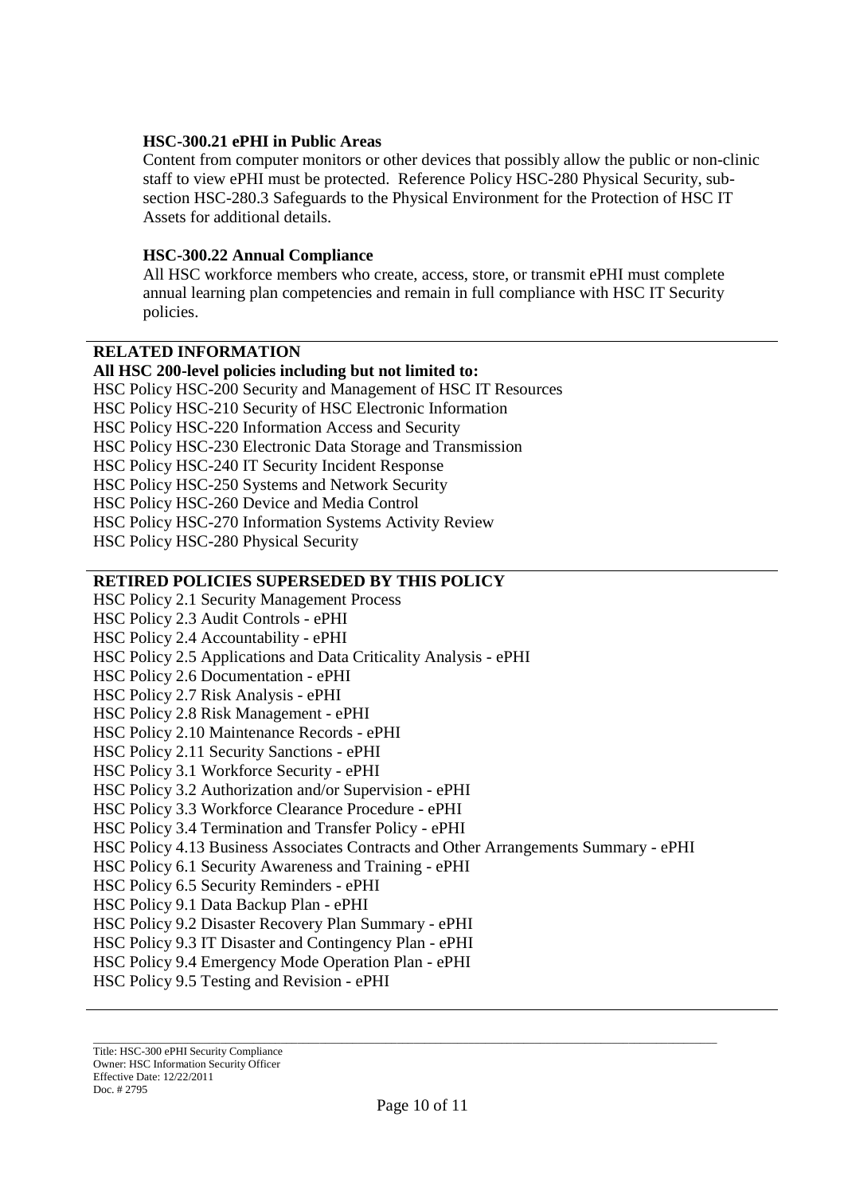### HSC-300.21 ePHI in Public Areas

Content from computer monitors or other devices that possibly allow the public or non-clinic staff to view ePHI must be protected. Reference Policy HSC-280 Physical Security, sub-section HSC-280.3 Safeguards to the Physical Environment for the Protection of HSC IT Assets for additional details.

### HSC-300.22 Annual Compliance

All HSC workforce members who create, access, store, or transmit ePHI must complete annual learning plan competencies and remain in full compliance with HSC IT Security policies.

---

## RELATED INFORMATION

**All HSC 200-level policies including but not limited to:**

HSC Policy HSC-200 Security and Management of HSC IT Resources
HSC Policy HSC-210 Security of HSC Electronic Information
HSC Policy HSC-220 Information Access and Security
HSC Policy HSC-230 Electronic Data Storage and Transmission
HSC Policy HSC-240 IT Security Incident Response
HSC Policy HSC-250 Systems and Network Security
HSC Policy HSC-260 Device and Media Control
HSC Policy HSC-270 Information Systems Activity Review
HSC Policy HSC-280 Physical Security

---

## RETIRED POLICIES SUPERSEDED BY THIS POLICY

HSC Policy 2.1 Security Management Process
HSC Policy 2.3 Audit Controls - ePHI
HSC Policy 2.4 Accountability - ePHI
HSC Policy 2.5 Applications and Data Criticality Analysis - ePHI
HSC Policy 2.6 Documentation - ePHI
HSC Policy 2.7 Risk Analysis - ePHI
HSC Policy 2.8 Risk Management - ePHI
HSC Policy 2.10 Maintenance Records - ePHI
HSC Policy 2.11 Security Sanctions - ePHI
HSC Policy 3.1 Workforce Security - ePHI
HSC Policy 3.2 Authorization and/or Supervision - ePHI
HSC Policy 3.3 Workforce Clearance Procedure - ePHI
HSC Policy 3.4 Termination and Transfer Policy - ePHI
HSC Policy 4.13 Business Associates Contracts and Other Arrangements Summary - ePHI
HSC Policy 6.1 Security Awareness and Training - ePHI
HSC Policy 6.5 Security Reminders - ePHI
HSC Policy 9.1 Data Backup Plan - ePHI
HSC Policy 9.2 Disaster Recovery Plan Summary - ePHI
HSC Policy 9.3 IT Disaster and Contingency Plan - ePHI
HSC Policy 9.4 Emergency Mode Operation Plan - ePHI
HSC Policy 9.5 Testing and Revision - ePHI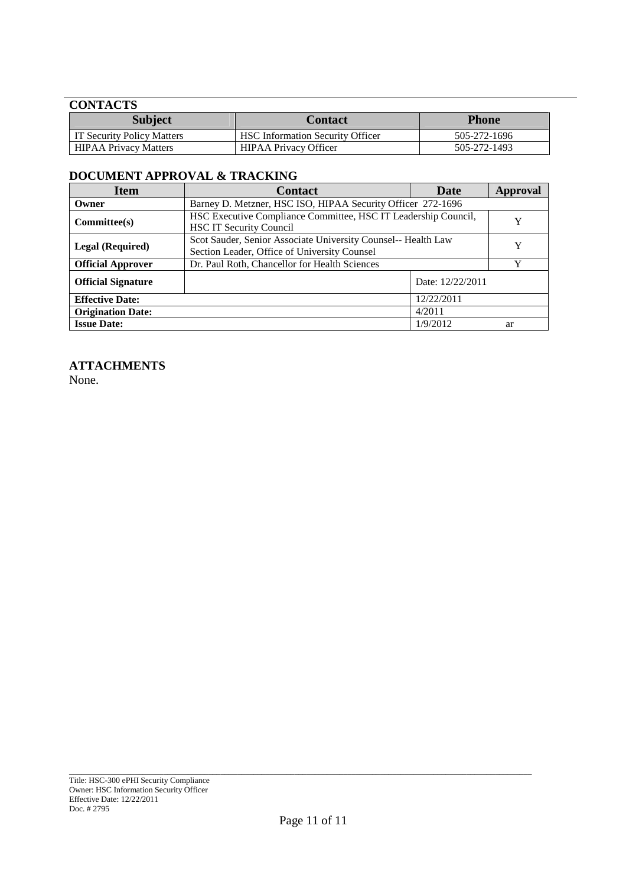## CONTACTS

| Subject | Contact | Phone |
|---|---|---|
| IT Security Policy Matters | HSC Information Security Officer | 505-272-1696 |
| HIPAA Privacy Matters | HIPAA Privacy Officer | 505-272-1493 |

## DOCUMENT APPROVAL & TRACKING

| Item | Contact | Date | Approval |
|---|---|---|---|
| **Owner** | Barney D. Metzner, HSC ISO, HIPAA Security Officer 272-1696 | | |
| **Committee(s)** | HSC Executive Compliance Committee, HSC IT Leadership Council, HSC IT Security Council | | Y |
| **Legal (Required)** | Scot Sauder, Senior Associate University Counsel-- Health Law Section Leader, Office of University Counsel | | Y |
| **Official Approver** | Dr. Paul Roth, Chancellor for Health Sciences | | Y |
| **Official Signature** | | Date: 12/22/2011 | |
| **Effective Date:** | | 12/22/2011 | |
| **Origination Date:** | | 4/2011 | |
| **Issue Date:** | | 1/9/2012 | ar |

## ATTACHMENTS

None.

Title: HSC-300 ePHI Security Compliance
Owner: HSC Information Security Officer
Effective Date: 12/22/2011
Doc. # 2795